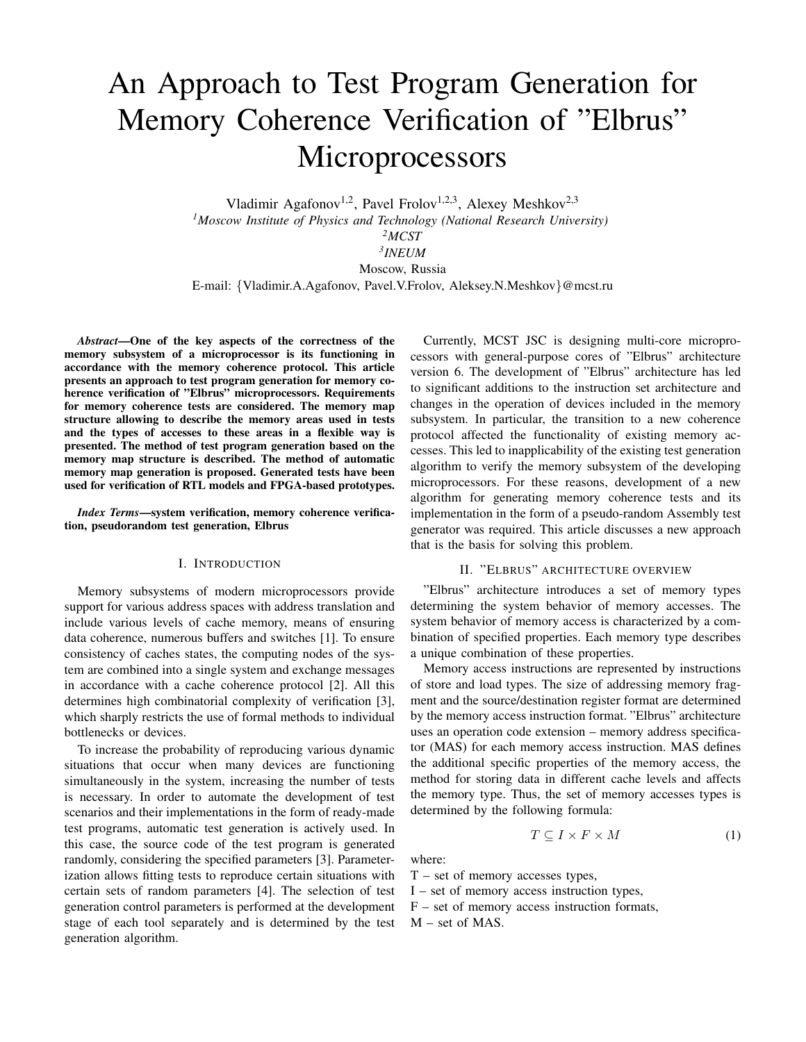# An Approach to Test Program Generation for Memory Coherence Verification of "Elbrus" Microprocessors

Vladimir Agafonov[1,2], Pavel Frolov[1,2,3], Alexey Meshkov[2,3]

[1]*Moscow Institute of Physics and Technology (National Research University)*

[2]*MCST*

[3]*INEUM*

Moscow, Russia

E-mail: {Vladimir.A.Agafonov, Pavel.V.Frolov, Aleksey.N.Meshkov}@mcst.ru

***Abstract*—One of the key aspects of the correctness of the memory subsystem of a microprocessor is its functioning in accordance with the memory coherence protocol. This article presents an approach to test program generation for memory coherence verification of "Elbrus" microprocessors. Requirements for memory coherence tests are considered. The memory map structure allowing to describe the memory areas used in tests and the types of accesses to these areas in a flexible way is presented. The method of test program generation based on the memory map structure is described. The method of automatic memory map generation is proposed. Generated tests have been used for verification of RTL models and FPGA-based prototypes.**

***Index Terms*—system verification, memory coherence verification, pseudorandom test generation, Elbrus**

## I. Introduction

Memory subsystems of modern microprocessors provide support for various address spaces with address translation and include various levels of cache memory, means of ensuring data coherence, numerous buffers and switches [1]. To ensure consistency of caches states, the computing nodes of the system are combined into a single system and exchange messages in accordance with a cache coherence protocol [2]. All this determines high combinatorial complexity of verification [3], which sharply restricts the use of formal methods to individual bottlenecks or devices.

To increase the probability of reproducing various dynamic situations that occur when many devices are functioning simultaneously in the system, increasing the number of tests is necessary. In order to automate the development of test scenarios and their implementations in the form of ready-made test programs, automatic test generation is actively used. In this case, the source code of the test program is generated randomly, considering the specified parameters [3]. Parameterization allows fitting tests to reproduce certain situations with certain sets of random parameters [4]. The selection of test generation control parameters is performed at the development stage of each tool separately and is determined by the test generation algorithm.

Currently, MCST JSC is designing multi-core microprocessors with general-purpose cores of "Elbrus" architecture version 6. The development of "Elbrus" architecture has led to significant additions to the instruction set architecture and changes in the operation of devices included in the memory subsystem. In particular, the transition to a new coherence protocol affected the functionality of existing memory accesses. This led to inapplicability of the existing test generation algorithm to verify the memory subsystem of the developing microprocessors. For these reasons, development of a new algorithm for generating memory coherence tests and its implementation in the form of a pseudo-random Assembly test generator was required. This article discusses a new approach that is the basis for solving this problem.

## II. "Elbrus" architecture overview

"Elbrus" architecture introduces a set of memory types determining the system behavior of memory accesses. The system behavior of memory access is characterized by a combination of specified properties. Each memory type describes a unique combination of these properties.

Memory access instructions are represented by instructions of store and load types. The size of addressing memory fragment and the source/destination register format are determined by the memory access instruction format. "Elbrus" architecture uses an operation code extension – memory address specificator (MAS) for each memory access instruction. MAS defines the additional specific properties of the memory access, the method for storing data in different cache levels and affects the memory type. Thus, the set of memory accesses types is determined by the following formula:

$$T \subseteq I \times F \times M \tag{1}$$

where:

T – set of memory accesses types,

I – set of memory access instruction types,

F – set of memory access instruction formats,

M – set of MAS.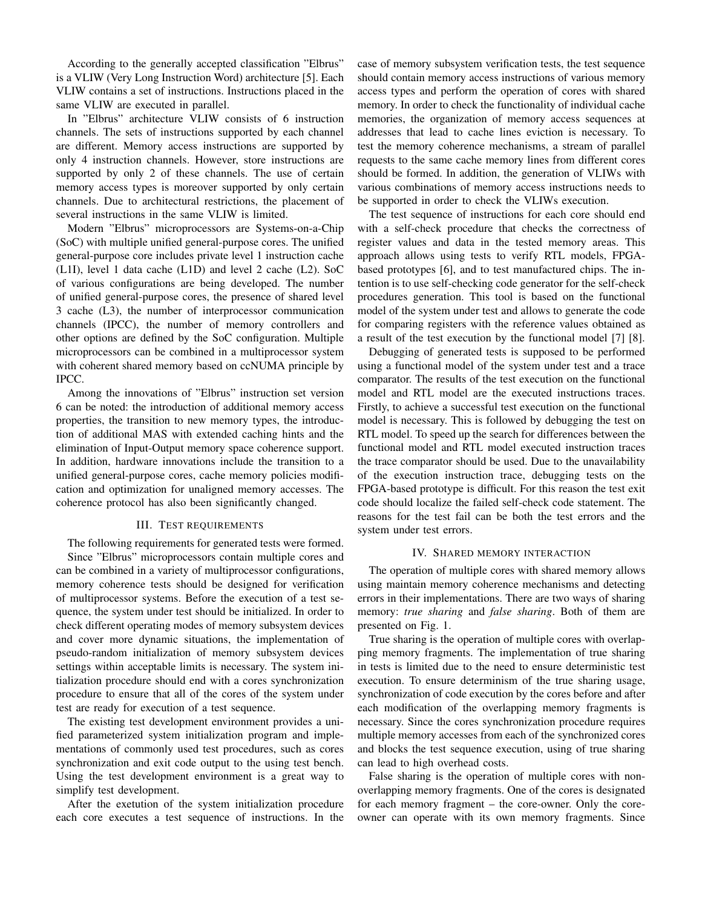According to the generally accepted classification "Elbrus" is a VLIW (Very Long Instruction Word) architecture [5]. Each VLIW contains a set of instructions. Instructions placed in the same VLIW are executed in parallel.

In "Elbrus" architecture VLIW consists of 6 instruction channels. The sets of instructions supported by each channel are different. Memory access instructions are supported by only 4 instruction channels. However, store instructions are supported by only 2 of these channels. The use of certain memory access types is moreover supported by only certain channels. Due to architectural restrictions, the placement of several instructions in the same VLIW is limited.

Modern "Elbrus" microprocessors are Systems-on-a-Chip (SoC) with multiple unified general-purpose cores. The unified general-purpose core includes private level 1 instruction cache (L1I), level 1 data cache (L1D) and level 2 cache (L2). SoC of various configurations are being developed. The number of unified general-purpose cores, the presence of shared level 3 cache (L3), the number of interprocessor communication channels (IPCC), the number of memory controllers and other options are defined by the SoC configuration. Multiple microprocessors can be combined in a multiprocessor system with coherent shared memory based on ccNUMA principle by IPCC.

Among the innovations of "Elbrus" instruction set version 6 can be noted: the introduction of additional memory access properties, the transition to new memory types, the introduction of additional MAS with extended caching hints and the elimination of Input-Output memory space coherence support. In addition, hardware innovations include the transition to a unified general-purpose cores, cache memory policies modification and optimization for unaligned memory accesses. The coherence protocol has also been significantly changed.

## III. Test requirements

The following requirements for generated tests were formed.

Since "Elbrus" microprocessors contain multiple cores and can be combined in a variety of multiprocessor configurations, memory coherence tests should be designed for verification of multiprocessor systems. Before the execution of a test sequence, the system under test should be initialized. In order to check different operating modes of memory subsystem devices and cover more dynamic situations, the implementation of pseudo-random initialization of memory subsystem devices settings within acceptable limits is necessary. The system initialization procedure should end with a cores synchronization procedure to ensure that all of the cores of the system under test are ready for execution of a test sequence.

The existing test development environment provides a unified parameterized system initialization program and implementations of commonly used test procedures, such as cores synchronization and exit code output to the using test bench. Using the test development environment is a great way to simplify test development.

After the exetution of the system initialization procedure each core executes a test sequence of instructions. In the case of memory subsystem verification tests, the test sequence should contain memory access instructions of various memory access types and perform the operation of cores with shared memory. In order to check the functionality of individual cache memories, the organization of memory access sequences at addresses that lead to cache lines eviction is necessary. To test the memory coherence mechanisms, a stream of parallel requests to the same cache memory lines from different cores should be formed. In addition, the generation of VLIWs with various combinations of memory access instructions needs to be supported in order to check the VLIWs execution.

The test sequence of instructions for each core should end with a self-check procedure that checks the correctness of register values and data in the tested memory areas. This approach allows using tests to verify RTL models, FPGA-based prototypes [6], and to test manufactured chips. The intention is to use self-checking code generator for the self-check procedures generation. This tool is based on the functional model of the system under test and allows to generate the code for comparing registers with the reference values obtained as a result of the test execution by the functional model [7] [8].

Debugging of generated tests is supposed to be performed using a functional model of the system under test and a trace comparator. The results of the test execution on the functional model and RTL model are the executed instructions traces. Firstly, to achieve a successful test execution on the functional model is necessary. This is followed by debugging the test on RTL model. To speed up the search for differences between the functional model and RTL model executed instruction traces the trace comparator should be used. Due to the unavailability of the execution instruction trace, debugging tests on the FPGA-based prototype is difficult. For this reason the test exit code should localize the failed self-check code statement. The reasons for the test fail can be both the test errors and the system under test errors.

## IV. Shared memory interaction

The operation of multiple cores with shared memory allows using maintain memory coherence mechanisms and detecting errors in their implementations. There are two ways of sharing memory: *true sharing* and *false sharing*. Both of them are presented on Fig. 1.

True sharing is the operation of multiple cores with overlapping memory fragments. The implementation of true sharing in tests is limited due to the need to ensure deterministic test execution. To ensure determinism of the true sharing usage, synchronization of code execution by the cores before and after each modification of the overlapping memory fragments is necessary. Since the cores synchronization procedure requires multiple memory accesses from each of the synchronized cores and blocks the test sequence execution, using of true sharing can lead to high overhead costs.

False sharing is the operation of multiple cores with non-overlapping memory fragments. One of the cores is designated for each memory fragment – the core-owner. Only the core-owner can operate with its own memory fragments. Since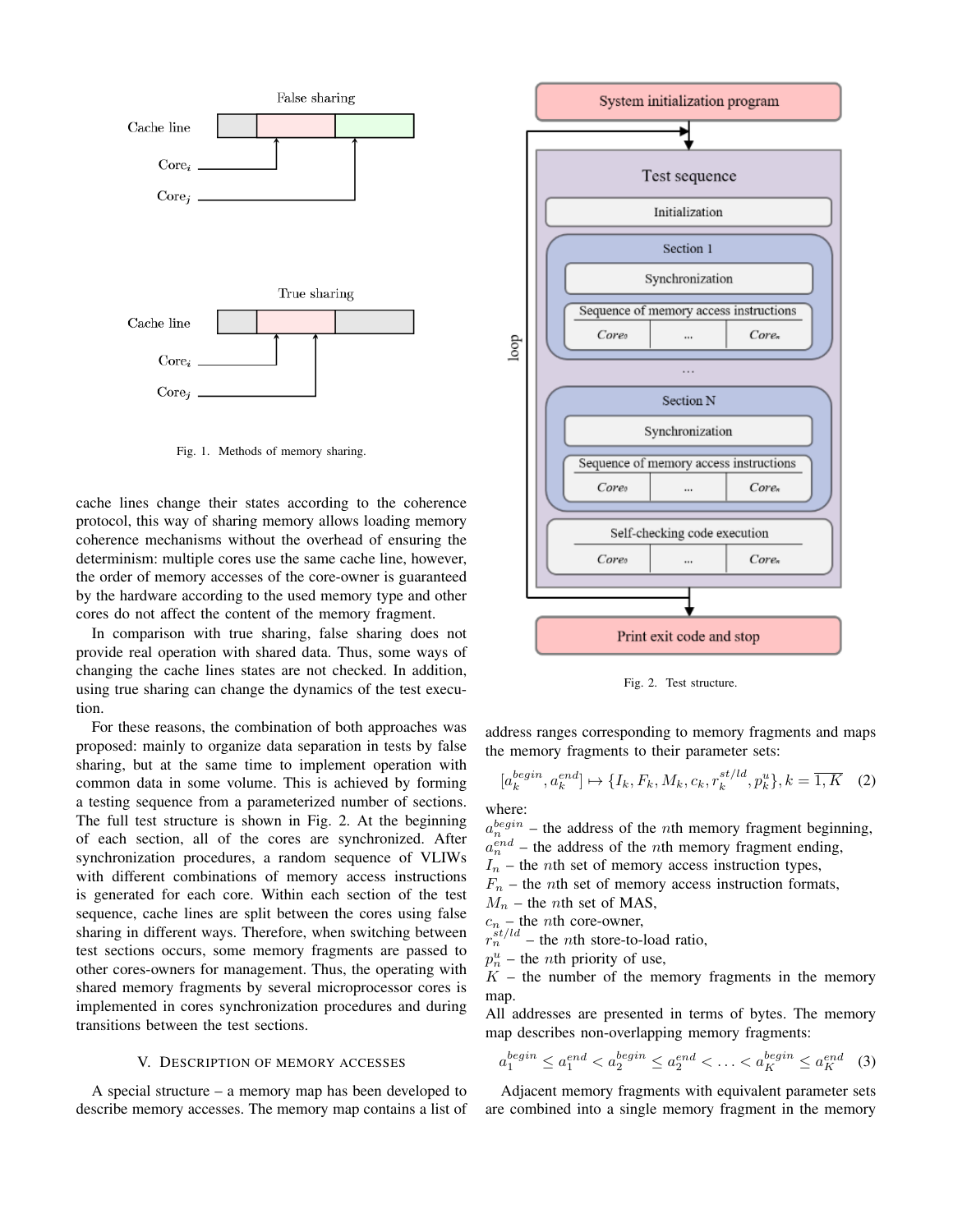Fig. 1. Methods of memory sharing.

cache lines change their states according to the coherence protocol, this way of sharing memory allows loading memory coherence mechanisms without the overhead of ensuring the determinism: multiple cores use the same cache line, however, the order of memory accesses of the core-owner is guaranteed by the hardware according to the used memory type and other cores do not affect the content of the memory fragment.

In comparison with true sharing, false sharing does not provide real operation with shared data. Thus, some ways of changing the cache lines states are not checked. In addition, using true sharing can change the dynamics of the test execution.

For these reasons, the combination of both approaches was proposed: mainly to organize data separation in tests by false sharing, but at the same time to implement operation with common data in some volume. This is achieved by forming a testing sequence from a parameterized number of sections. The full test structure is shown in Fig. 2. At the beginning of each section, all of the cores are synchronized. After synchronization procedures, a random sequence of VLIWs with different combinations of memory access instructions is generated for each core. Within each section of the test sequence, cache lines are split between the cores using false sharing in different ways. Therefore, when switching between test sections occurs, some memory fragments are passed to other cores-owners for management. Thus, the operating with shared memory fragments by several microprocessor cores is implemented in cores synchronization procedures and during transitions between the test sections.

## V. Description of memory accesses

A special structure – a memory map has been developed to describe memory accesses. The memory map contains a list of address ranges corresponding to memory fragments and maps the memory fragments to their parameter sets:

$$[a_k^{begin}, a_k^{end}] \mapsto \{I_k, F_k, M_k, c_k, r_k^{st/ld}, p_k^u\}, k = \overline{1, K} \quad (2)$$

where:
$a_n^{begin}$ – the address of the $n$th memory fragment beginning,
$a_n^{end}$ – the address of the $n$th memory fragment ending,
$I_n$ – the $n$th set of memory access instruction types,
$F_n$ – the $n$th set of memory access instruction formats,
$M_n$ – the $n$th set of MAS,
$c_n$ – the $n$th core-owner,
$r_n^{st/ld}$ – the $n$th store-to-load ratio,
$p_n^u$ – the $n$th priority of use,
$K$ – the number of the memory fragments in the memory map.
All addresses are presented in terms of bytes. The memory map describes non-overlapping memory fragments:

$$a_1^{begin} \le a_1^{end} < a_2^{begin} \le a_2^{end} < \ldots < a_K^{begin} \le a_K^{end} \quad (3)$$

Fig. 2. Test structure.

Adjacent memory fragments with equivalent parameter sets are combined into a single memory fragment in the memory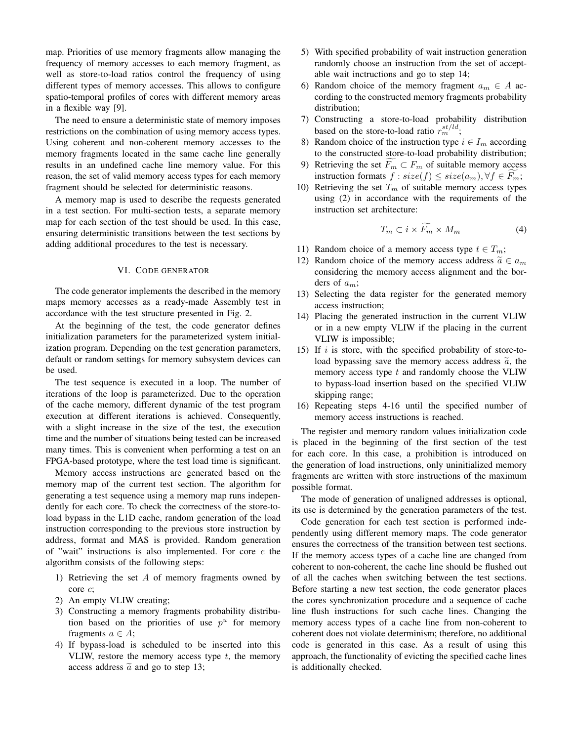map. Priorities of use memory fragments allow managing the frequency of memory accesses to each memory fragment, as well as store-to-load ratios control the frequency of using different types of memory accesses. This allows to configure spatio-temporal profiles of cores with different memory areas in a flexible way [9].

The need to ensure a deterministic state of memory imposes restrictions on the combination of using memory access types. Using coherent and non-coherent memory accesses to the memory fragments located in the same cache line generally results in an undefined cache line memory value. For this reason, the set of valid memory access types for each memory fragment should be selected for deterministic reasons.

A memory map is used to describe the requests generated in a test section. For multi-section tests, a separate memory map for each section of the test should be used. In this case, ensuring deterministic transitions between the test sections by adding additional procedures to the test is necessary.

## VI. Code generator

The code generator implements the described in the memory maps memory accesses as a ready-made Assembly test in accordance with the test structure presented in Fig. 2.

At the beginning of the test, the code generator defines initialization parameters for the parameterized system initialization program. Depending on the test generation parameters, default or random settings for memory subsystem devices can be used.

The test sequence is executed in a loop. The number of iterations of the loop is parameterized. Due to the operation of the cache memory, different dynamic of the test program execution at different iterations is achieved. Consequently, with a slight increase in the size of the test, the execution time and the number of situations being tested can be increased many times. This is convenient when performing a test on an FPGA-based prototype, where the test load time is significant.

Memory access instructions are generated based on the memory map of the current test section. The algorithm for generating a test sequence using a memory map runs independently for each core. To check the correctness of the store-to-load bypass in the L1D cache, random generation of the load instruction corresponding to the previous store instruction by address, format and MAS is provided. Random generation of "wait" instructions is also implemented. For core $c$ the algorithm consists of the following steps:

1) Retrieving the set $A$ of memory fragments owned by core $c$;
2) An empty VLIW creating;
3) Constructing a memory fragments probability distribution based on the priorities of use $p^u$ for memory fragments $a \in A$;
4) If bypass-load is scheduled to be inserted into this VLIW, restore the memory access type $t$, the memory access address $\widetilde{a}$ and go to step 13;
5) With specified probability of wait instruction generation randomly choose an instruction from the set of acceptable wait inctructions and go to step 14;
6) Random choice of the memory fragment $a_m \in A$ according to the constructed memory fragments probability distribution;
7) Constructing a store-to-load probability distribution based on the store-to-load ratio $r_m^{st/ld}$;
8) Random choice of the instruction type $i \in I_m$ according to the constructed store-to-load probability distribution;
9) Retrieving the set $\widetilde{F_m} \subset F_m$ of suitable memory access instruction formats $f : size(f) \leq size(a_m), \forall f \in \widetilde{F_m}$;
10) Retrieving the set $T_m$ of suitable memory access types using (2) in accordance with the requirements of the instruction set architecture:
$$T_m \subset i \times \widetilde{F_m} \times M_m \tag{4}$$
11) Random choice of a memory access type $t \in T_m$;
12) Random choice of the memory access address $\widetilde{a} \in a_m$ considering the memory access alignment and the borders of $a_m$;
13) Selecting the data register for the generated memory access instruction;
14) Placing the generated instruction in the current VLIW or in a new empty VLIW if the placing in the current VLIW is impossible;
15) If $i$ is store, with the specified probability of store-to-load bypassing save the memory access address $\widetilde{a}$, the memory access type $t$ and randomly choose the VLIW to bypass-load insertion based on the specified VLIW skipping range;
16) Repeating steps 4-16 until the specified number of memory access instructions is reached.

The register and memory random values initialization code is placed in the beginning of the first section of the test for each core. In this case, a prohibition is introduced on the generation of load instructions, only uninitialized memory fragments are written with store instructions of the maximum possible format.

The mode of generation of unaligned addresses is optional, its use is determined by the generation parameters of the test.

Code generation for each test section is performed independently using different memory maps. The code generator ensures the correctness of the transition between test sections. If the memory access types of a cache line are changed from coherent to non-coherent, the cache line should be flushed out of all the caches when switching between the test sections. Before starting a new test section, the code generator places the cores synchronization procedure and a sequence of cache line flush instructions for such cache lines. Changing the memory access types of a cache line from non-coherent to coherent does not violate determinism; therefore, no additional code is generated in this case. As a result of using this approach, the functionality of evicting the specified cache lines is additionally checked.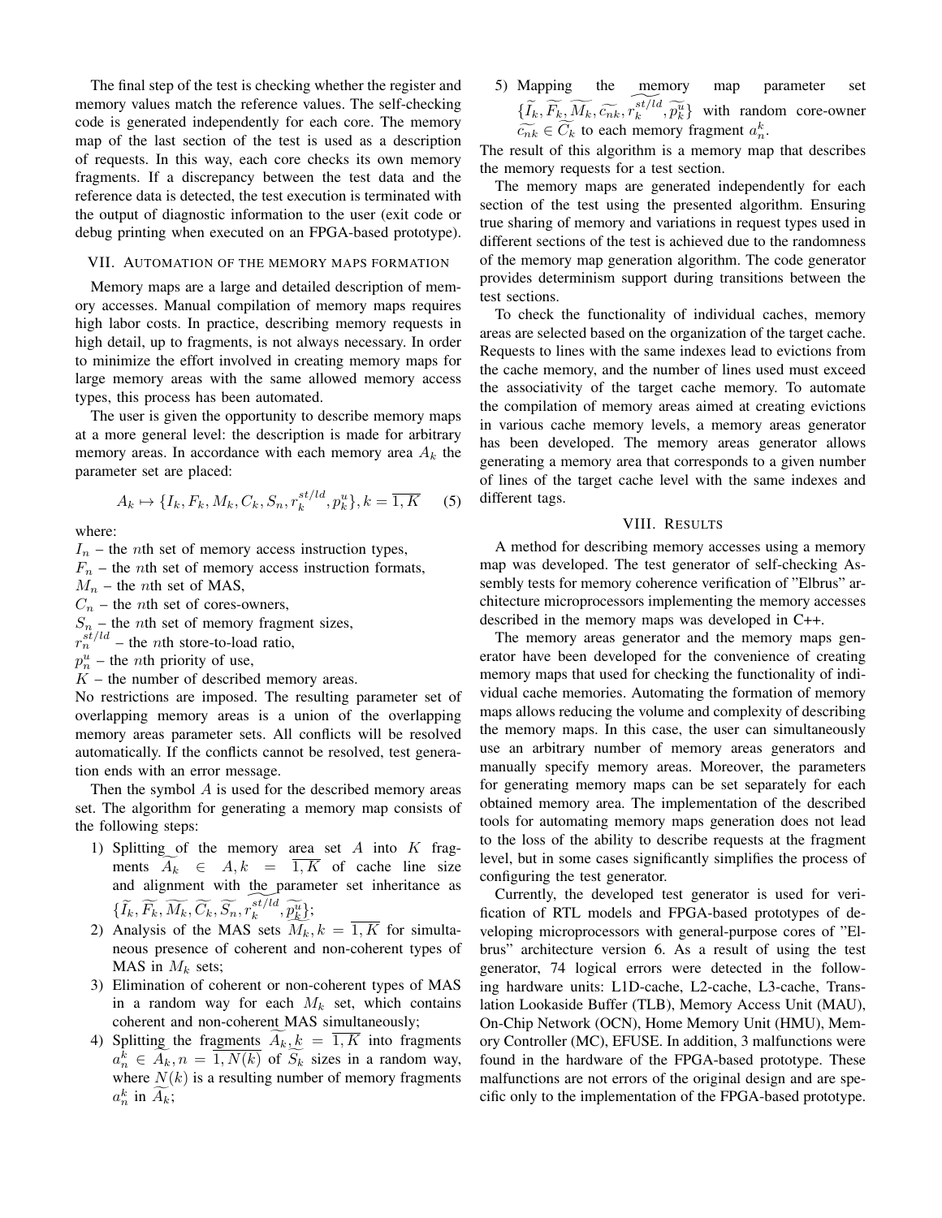The final step of the test is checking whether the register and memory values match the reference values. The self-checking code is generated independently for each core. The memory map of the last section of the test is used as a description of requests. In this way, each core checks its own memory fragments. If a discrepancy between the test data and the reference data is detected, the test execution is terminated with the output of diagnostic information to the user (exit code or debug printing when executed on an FPGA-based prototype).

## VII. Automation of the memory maps formation

Memory maps are a large and detailed description of memory accesses. Manual compilation of memory maps requires high labor costs. In practice, describing memory requests in high detail, up to fragments, is not always necessary. In order to minimize the effort involved in creating memory maps for large memory areas with the same allowed memory access types, this process has been automated.

The user is given the opportunity to describe memory maps at a more general level: the description is made for arbitrary memory areas. In accordance with each memory area $A_k$ the parameter set are placed:

$$A_k \mapsto \{I_k, F_k, M_k, C_k, S_n, r_k^{st/ld}, p_k^u\}, k = \overline{1,K} \quad (5)$$

where:
$I_n$ – the $n$th set of memory access instruction types,
$F_n$ – the $n$th set of memory access instruction formats,
$M_n$ – the $n$th set of MAS,
$C_n$ – the $n$th set of cores-owners,
$S_n$ – the $n$th set of memory fragment sizes,
$r_n^{st/ld}$ – the $n$th store-to-load ratio,
$p_n^u$ – the $n$th priority of use,
$K$ – the number of described memory areas.
No restrictions are imposed. The resulting parameter set of overlapping memory areas is a union of the overlapping memory areas parameter sets. All conflicts will be resolved automatically. If the conflicts cannot be resolved, test generation ends with an error message.

Then the symbol $A$ is used for the described memory areas set. The algorithm for generating a memory map consists of the following steps:

1) Splitting of the memory area set $A$ into $K$ fragments $\widetilde{A_k} \in A, k = \overline{1,K}$ of cache line size and alignment with the parameter set inheritance as $\{\widetilde{I_k}, \widetilde{F_k}, \widetilde{M_k}, \widetilde{C_k}, \widetilde{S_n}, \widetilde{r_k^{st/ld}}, \widetilde{p_k^u}\}$;
2) Analysis of the MAS sets $\widetilde{M_k}, k = \overline{1,K}$ for simultaneous presence of coherent and non-coherent types of MAS in $M_k$ sets;
3) Elimination of coherent or non-coherent types of MAS in a random way for each $M_k$ set, which contains coherent and non-coherent MAS simultaneously;
4) Splitting the fragments $\widetilde{A_k}, k = \overline{1,K}$ into fragments $a_n^k \in \widetilde{A_k}, n = \overline{1,N(k)}$ of $\widetilde{S_k}$ sizes in a random way, where $N(k)$ is a resulting number of memory fragments $a_n^k$ in $\widetilde{A_k}$;
5) Mapping the memory map parameter set $\{\widetilde{I_k}, \widetilde{F_k}, \widetilde{M_k}, \widetilde{c_{nk}}, \widetilde{r_k^{st/ld}}, \widetilde{p_k^u}\}$ with random core-owner $\widetilde{c_{nk}} \in \widetilde{C_k}$ to each memory fragment $a_n^k$.

The result of this algorithm is a memory map that describes the memory requests for a test section.

The memory maps are generated independently for each section of the test using the presented algorithm. Ensuring true sharing of memory and variations in request types used in different sections of the test is achieved due to the randomness of the memory map generation algorithm. The code generator provides determinism support during transitions between the test sections.

To check the functionality of individual caches, memory areas are selected based on the organization of the target cache. Requests to lines with the same indexes lead to evictions from the cache memory, and the number of lines used must exceed the associativity of the target cache memory. To automate the compilation of memory areas aimed at creating evictions in various cache memory levels, a memory areas generator has been developed. The memory areas generator allows generating a memory area that corresponds to a given number of lines of the target cache level with the same indexes and different tags.

## VIII. Results

A method for describing memory accesses using a memory map was developed. The test generator of self-checking Assembly tests for memory coherence verification of "Elbrus" architecture microprocessors implementing the memory accesses described in the memory maps was developed in C++.

The memory areas generator and the memory maps generator have been developed for the convenience of creating memory maps that used for checking the functionality of individual cache memories. Automating the formation of memory maps allows reducing the volume and complexity of describing the memory maps. In this case, the user can simultaneously use an arbitrary number of memory areas generators and manually specify memory areas. Moreover, the parameters for generating memory maps can be set separately for each obtained memory area. The implementation of the described tools for automating memory maps generation does not lead to the loss of the ability to describe requests at the fragment level, but in some cases significantly simplifies the process of configuring the test generator.

Currently, the developed test generator is used for verification of RTL models and FPGA-based prototypes of developing microprocessors with general-purpose cores of "Elbrus" architecture version 6. As a result of using the test generator, 74 logical errors were detected in the following hardware units: L1D-cache, L2-cache, L3-cache, Translation Lookaside Buffer (TLB), Memory Access Unit (MAU), On-Chip Network (OCN), Home Memory Unit (HMU), Memory Controller (MC), EFUSE. In addition, 3 malfunctions were found in the hardware of the FPGA-based prototype. These malfunctions are not errors of the original design and are specific only to the implementation of the FPGA-based prototype.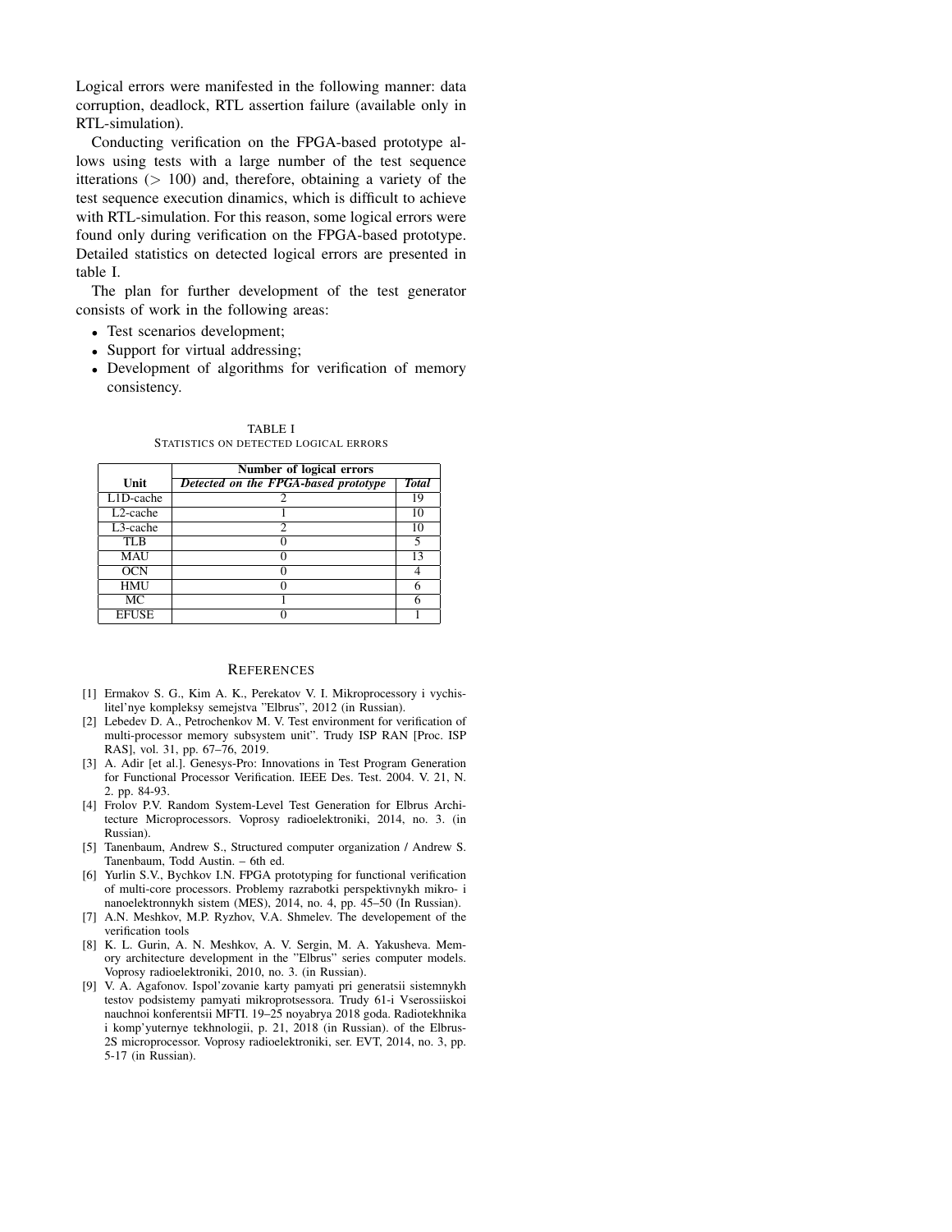Logical errors were manifested in the following manner: data corruption, deadlock, RTL assertion failure (available only in RTL-simulation).

Conducting verification on the FPGA-based prototype allows using tests with a large number of the test sequence itterations ($> 100$) and, therefore, obtaining a variety of the test sequence execution dinamics, which is difficult to achieve with RTL-simulation. For this reason, some logical errors were found only during verification on the FPGA-based prototype. Detailed statistics on detected logical errors are presented in table I.

The plan for further development of the test generator consists of work in the following areas:

- Test scenarios development;
- Support for virtual addressing;
- Development of algorithms for verification of memory consistency.

TABLE I
STATISTICS ON DETECTED LOGICAL ERRORS

| | Number of logical errors | |
|---|---|---|
| **Unit** | ***Detected on the FPGA-based prototype*** | ***Total*** |
| L1D-cache | 2 | 19 |
| L2-cache | 1 | 10 |
| L3-cache | 2 | 10 |
| TLB | 0 | 5 |
| MAU | 0 | 13 |
| OCN | 0 | 4 |
| HMU | 0 | 6 |
| MC | 1 | 6 |
| EFUSE | 0 | 1 |

## REFERENCES

[1] Ermakov S. G., Kim A. K., Perekatov V. I. Mikroprocessory i vychislitel'nye kompleksy semejstva "Elbrus", 2012 (in Russian).

[2] Lebedev D. A., Petrochenkov M. V. Test environment for verification of multi-processor memory subsystem unit". Trudy ISP RAN [Proc. ISP RAS], vol. 31, pp. 67–76, 2019.

[3] A. Adir [et al.]. Genesys-Pro: Innovations in Test Program Generation for Functional Processor Verification. IEEE Des. Test. 2004. V. 21, N. 2. pp. 84-93.

[4] Frolov P.V. Random System-Level Test Generation for Elbrus Architecture Microprocessors. Voprosy radioelektroniki, 2014, no. 3. (in Russian).

[5] Tanenbaum, Andrew S., Structured computer organization / Andrew S. Tanenbaum, Todd Austin. – 6th ed.

[6] Yurlin S.V., Bychkov I.N. FPGA prototyping for functional verification of multi-core processors. Problemy razrabotki perspektivnykh mikro- i nanoelektronnykh sistem (MES), 2014, no. 4, pp. 45–50 (In Russian).

[7] A.N. Meshkov, M.P. Ryzhov, V.A. Shmelev. The developement of the verification tools

[8] K. L. Gurin, A. N. Meshkov, A. V. Sergin, M. A. Yakusheva. Memory architecture development in the "Elbrus" series computer models. Voprosy radioelektroniki, 2010, no. 3. (in Russian).

[9] V. A. Agafonov. Ispol'zovanie karty pamyati pri generatsii sistemnykh testov podsistemy pamyati mikroprotsessora. Trudy 61-i Vserossiiskoi nauchnoi konferentsii MFTI. 19–25 noyabrya 2018 goda. Radiotekhnika i komp'yuternye tekhnologii, p. 21, 2018 (in Russian). of the Elbrus-2S microprocessor. Voprosy radioelektroniki, ser. EVT, 2014, no. 3, pp. 5-17 (in Russian).